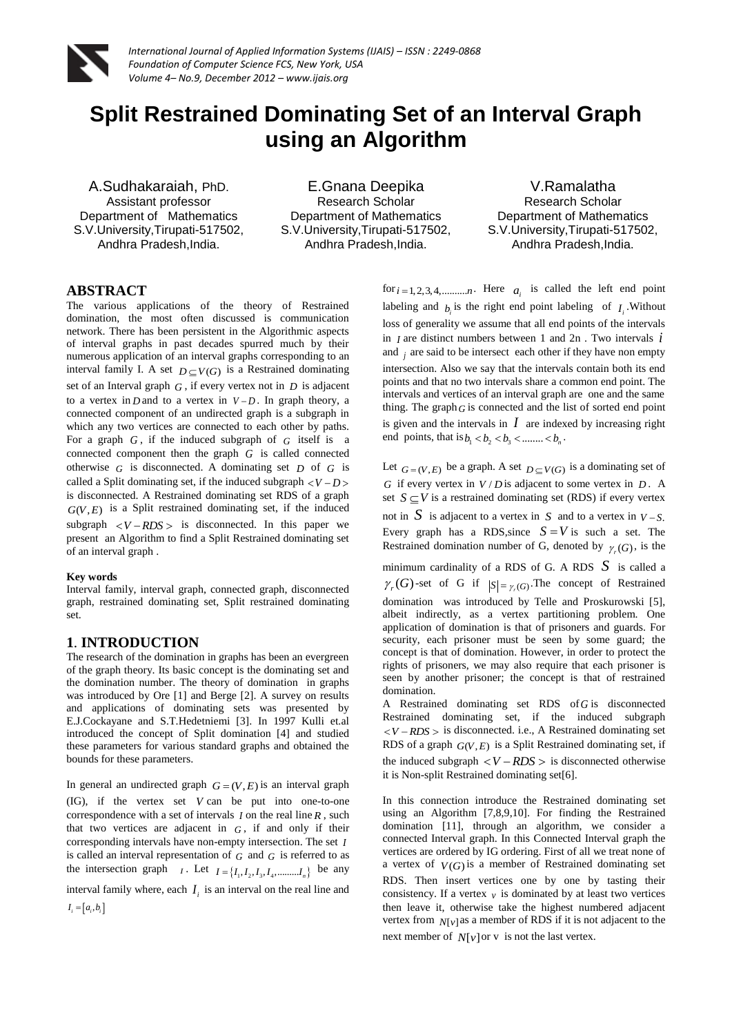# Split Restrained Dominating Set of an Interval Graph using an Algorithm

A.Sudhakaraiah, PhD.
Assistant professor
Department of Mathematics
S.V.University,Tirupati-517502,
Andhra Pradesh,India.

E.Gnana Deepika
Research Scholar
Department of Mathematics
S.V.University,Tirupati-517502,
Andhra Pradesh,India.

V.Ramalatha
Research Scholar
Department of Mathematics
S.V.University,Tirupati-517502,
Andhra Pradesh,India.

## ABSTRACT

The various applications of the theory of Restrained domination, the most often discussed is communication network. There has been persistent in the Algorithmic aspects of interval graphs in past decades spurred much by their numerous application of an interval graphs corresponding to an interval family I. A set $D \subseteq V(G)$ is a Restrained dominating set of an Interval graph $G$, if every vertex not in $D$ is adjacent to a vertex in $D$ and to a vertex in $V-D$. In graph theory, a connected component of an undirected graph is a subgraph in which any two vertices are connected to each other by paths. For a graph $G$, if the induced subgraph of $G$ itself is a connected component then the graph $G$ is called connected otherwise $G$ is disconnected. A dominating set $D$ of $G$ is called a Split dominating set, if the induced subgraph $<V-D>$ is disconnected. A Restrained dominating set RDS of a graph $G(V,E)$ is a Split restrained dominating set, if the induced subgraph $<V-RDS>$ is disconnected. In this paper we present an Algorithm to find a Split Restrained dominating set of an interval graph .

### Key words

Interval family, interval graph, connected graph, disconnected graph, restrained dominating set, Split restrained dominating set.

## 1. INTRODUCTION

The research of the domination in graphs has been an evergreen of the graph theory. Its basic concept is the dominating set and the domination number. The theory of domination in graphs was introduced by Ore [1] and Berge [2]. A survey on results and applications of dominating sets was presented by E.J.Cockayane and S.T.Hedetniemi [3]. In 1997 Kulli et.al introduced the concept of Split domination [4] and studied these parameters for various standard graphs and obtained the bounds for these parameters.

In general an undirected graph $G=(V,E)$ is an interval graph (IG), if the vertex set $V$ can be put into one-to-one correspondence with a set of intervals $I$ on the real line $R$, such that two vertices are adjacent in $G$, if and only if their corresponding intervals have non-empty intersection. The set $I$ is called an interval representation of $G$ and $G$ is referred to as the intersection graph $I$. Let $I=\{I_1,I_2,I_3,I_4,........I_n\}$ be any interval family where, each $I_i$ is an interval on the real line and $I_i=[a_i,b_i]$ for $i=1,2,3,4,..........n$. Here $a_i$ is called the left end point labeling and $b_i$ is the right end point labeling of $I_i$. Without loss of generality we assume that all end points of the intervals in $I$ are distinct numbers between 1 and 2n . Two intervals $i$ and $j$ are said to be intersect each other if they have non empty intersection. Also we say that the intervals contain both its end points and that no two intervals share a common end point. The intervals and vertices of an interval graph are one and the same thing. The graph $G$ is connected and the list of sorted end point is given and the intervals in $I$ are indexed by increasing right end points, that is $b_1 < b_2 < b_3 < ........ < b_n$.

Let $G=(V,E)$ be a graph. A set $D \subseteq V(G)$ is a dominating set of $G$ if every vertex in $V/D$ is adjacent to some vertex in $D$. A set $S \subseteq V$ is a restrained dominating set (RDS) if every vertex not in $S$ is adjacent to a vertex in $S$ and to a vertex in $V-S$. Every graph has a RDS,since $S=V$ is such a set. The Restrained domination number of G, denoted by $\gamma_r(G)$, is the minimum cardinality of a RDS of G. A RDS $S$ is called a $\gamma_r(G)$-set of G if $|S|=\gamma_r(G)$.The concept of Restrained domination was introduced by Telle and Proskurowski [5], albeit indirectly, as a vertex partitioning problem. One application of domination is that of prisoners and guards. For security, each prisoner must be seen by some guard; the concept is that of domination. However, in order to protect the rights of prisoners, we may also require that each prisoner is seen by another prisoner; the concept is that of restrained domination.

A Restrained dominating set RDS of $G$ is disconnected Restrained dominating set, if the induced subgraph $<V-RDS>$ is disconnected. i.e., A Restrained dominating set RDS of a graph $G(V,E)$ is a Split Restrained dominating set, if the induced subgraph $<V-RDS>$ is disconnected otherwise it is Non-split Restrained dominating set[6].

In this connection introduce the Restrained dominating set using an Algorithm [7,8,9,10]. For finding the Restrained domination [11], through an algorithm, we consider a connected Interval graph. In this Connected Interval graph the vertices are ordered by IG ordering. First of all we treat none of a vertex of $V(G)$ is a member of Restrained dominating set RDS. Then insert vertices one by one by tasting their consistency. If a vertex $v$ is dominated by at least two vertices then leave it, otherwise take the highest numbered adjacent vertex from $N[v]$ as a member of RDS if it is not adjacent to the next member of $N[v]$ or v is not the last vertex.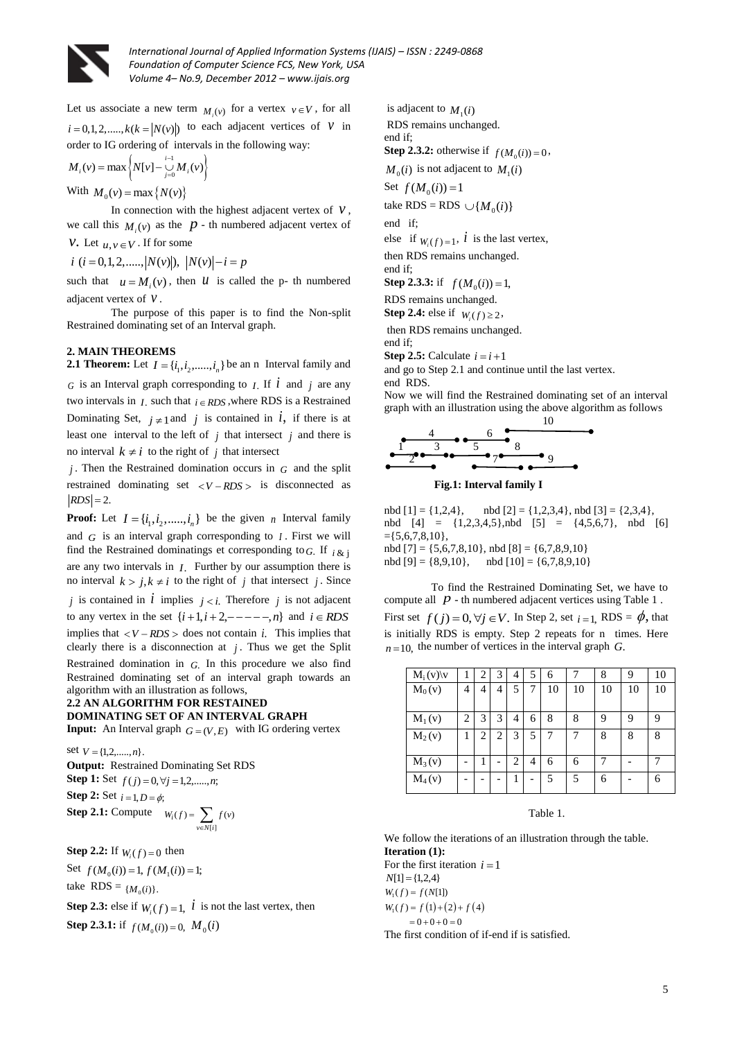Let us associate a new term $M_i(v)$ for a vertex $v \in V$, for all $i = 0,1,2,......,k(k = |N(v)|)$ to each adjacent vertices of $V$ in order to IG ordering of intervals in the following way:

$$M_i(v) = \max\left\{N[v] - \bigcup_{j=0}^{i-1} M_i(v)\right\}$$

With $M_0(v) = \max\{N(v)\}$

In connection with the highest adjacent vertex of $V$, we call this $M_i(v)$ as the $p$ - th numbered adjacent vertex of $V$. Let $u, v \in V$. If for some

$i\ (i = 0,1,2,.....,|N(v)|),\ |N(v)| - i = p$

such that $u = M_i(v)$, then $u$ is called the p- th numbered adjacent vertex of $V$.

The purpose of this paper is to find the Non-split Restrained dominating set of an Interval graph.

## 2. MAIN THEOREMS

**2.1 Theorem:** Let $I = \{i_1, i_2, ......, i_n\}$ be an n Interval family and $G$ is an Interval graph corresponding to $I$. If $i$ and $j$ are any two intervals in $I$, such that $i \in RDS$, where RDS is a Restrained Dominating Set, $j \neq 1$ and $j$ is contained in $i$, if there is at least one interval to the left of $j$ that intersect $j$ and there is no interval $k \neq i$ to the right of $j$ that intersect $j$. Then the Restrained domination occurs in $G$ and the split restrained dominating set $< V - RDS >$ is disconnected as $|RDS| = 2$.

**Proof:** Let $I = \{i_1, i_2, ......, i_n\}$ be the given $n$ Interval family and $G$ is an interval graph corresponding to $I$. First we will find the Restrained dominatings et corresponding to $G$. If $i$ & $j$ are any two intervals in $I$. Further by our assumption there is no interval $k > j, k \neq i$ to the right of $j$ that intersect $j$. Since $j$ is contained in $i$ implies $j < i$. Therefore $j$ is not adjacent to any vertex in the set $\{i+1, i+2, -----, n\}$ and $i \in RDS$ implies that $< V - RDS >$ does not contain $i$. This implies that clearly there is a disconnection at $j$. Thus we get the Split Restrained domination in $G$. In this procedure we also find Restrained dominating set of an interval graph towards an algorithm with an illustration as follows,

### 2.2 AN ALGORITHM FOR RESTAINED DOMINATING SET OF AN INTERVAL GRAPH

**Input:** An Interval graph $G = (V, E)$ with IG ordering vertex set $V = \{1,2,.....,n\}$.

**Output:** Restrained Dominating Set RDS

**Step 1:** Set $f(j) = 0, \forall j = 1,2,.....,n;$

**Step 2:** Set $i = 1, D = \phi;$

**Step 2.1:** Compute $W_i(f) = \sum_{v \in N[i]} f(v)$

**Step 2.2:** If $W_i(f) = 0$ then

Set $f(M_0(i)) = 1,\ f(M_1(i)) = 1;$

take RDS = $\{M_0(i)\}$.

**Step 2.3:** else if $W_i(f) = 1$, $i$ is not the last vertex, then

**Step 2.3.1:** if $f(M_0(i)) = 0$, $M_0(i)$ is adjacent to $M_1(i)$

RDS remains unchanged.

end if;

**Step 2.3.2:** otherwise if $f(M_0(i)) = 0$,

$M_0(i)$ is not adjacent to $M_1(i)$

Set $f(M_0(i)) = 1$

take RDS = RDS $\cup \{M_0(i)\}$

end if;

else if $W_i(f) = 1$, $i$ is the last vertex,

then RDS remains unchanged.

end if;

**Step 2.3.3:** if $f(M_0(i)) = 1$,

RDS remains unchanged.

**Step 2.4:** else if $W_i(f) \geq 2$,

then RDS remains unchanged.

end if;

**Step 2.5:** Calculate $i = i + 1$

and go to Step 2.1 and continue until the last vertex.

end RDS.

Now we will find the Restrained dominating set of an interval graph with an illustration using the above algorithm as follows

**Fig.1: Interval family I**

nbd [1] = {1,2,4}, nbd [2] = {1,2,3,4}, nbd [3] = {2,3,4}, nbd [4] = {1,2,3,4,5}, nbd [5] = {4,5,6,7}, nbd [6] = {5,6,7,8,10},
nbd [7] = {5,6,7,8,10}, nbd [8] = {6,7,8,9,10}
nbd [9] = {8,9,10}, nbd [10] = {6,7,8,9,10}

To find the Restrained Dominating Set, we have to compute all $p$ - th numbered adjacent vertices using Table 1 . First set $f(j) = 0, \forall j \in V$. In Step 2, set $i = 1$, RDS = $\phi$, that is initially RDS is empty. Step 2 repeats for n times. Here $n = 10$, the number of vertices in the interval graph $G$.

| $M_i(v)\backslash v$ | 1 | 2 | 3 | 4 | 5 | 6 | 7 | 8 | 9 | 10 |
|---|---|---|---|---|---|---|---|---|---|---|
| $M_0(v)$ | 4 | 4 | 4 | 5 | 7 | 10 | 10 | 10 | 10 | 10 |
| $M_1(v)$ | 2 | 3 | 3 | 4 | 6 | 8 | 8 | 9 | 9 | 9 |
| $M_2(v)$ | 1 | 2 | 2 | 3 | 5 | 7 | 7 | 8 | 8 | 8 |
| $M_3(v)$ | - | 1 | - | 2 | 4 | 6 | 6 | 7 | - | 7 |
| $M_4(v)$ | - | - | - | 1 | - | 5 | 5 | 6 | - | 6 |

Table 1.

We follow the iterations of an illustration through the table.

**Iteration (1):**

For the first iteration $i = 1$

$N[1] = \{1,2,4\}$

$W_1(f) = f(N[1])$

$W_1(f) = f(1) + (2) + f(4)$

$= 0 + 0 + 0 = 0$

The first condition of if-end if is satisfied.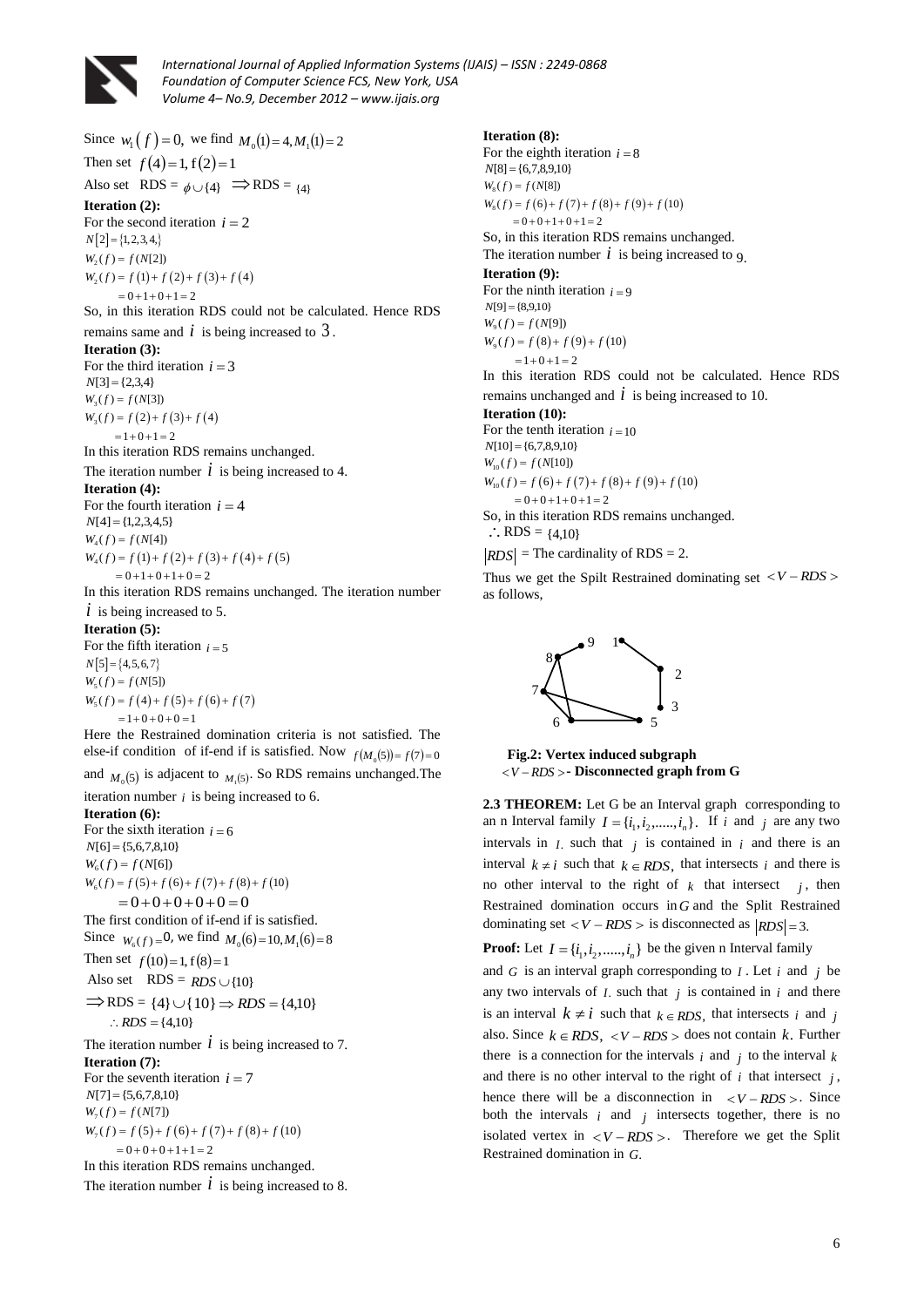Since $w_1(f) = 0$, we find $M_0(1) = 4, M_1(1) = 2$

Then set $f(4) = 1, f(2) = 1$

Also set RDS = $\phi \cup \{4\}$ $\Rightarrow$ RDS = $\{4\}$

**Iteration (2):**

For the second iteration $i = 2$

$N[2] = \{1,2,3,4,\}$

$W_2(f) = f(N[2])$

$W_2(f) = f(1) + f(2) + f(3) + f(4)$

$= 0 + 1 + 0 + 1 = 2$

So, in this iteration RDS could not be calculated. Hence RDS remains same and $i$ is being increased to $3$.

**Iteration (3):**

For the third iteration $i = 3$

$N[3] = \{2,3,4\}$

$W_3(f) = f(N[3])$

$W_3(f) = f(2) + f(3) + f(4)$

$= 1 + 0 + 1 = 2$

In this iteration RDS remains unchanged.

The iteration number $i$ is being increased to 4.

**Iteration (4):**

For the fourth iteration $i = 4$

$N[4] = \{1,2,3,4,5\}$

$W_4(f) = f(N[4])$

$W_4(f) = f(1) + f(2) + f(3) + f(4) + f(5)$

$= 0 + 1 + 0 + 1 + 0 = 2$

In this iteration RDS remains unchanged. The iteration number $i$ is being increased to 5.

**Iteration (5):**

For the fifth iteration $i = 5$

$N[5] = \{4,5,6,7\}$

$W_5(f) = f(N[5])$

$W_5(f) = f(4) + f(5) + f(6) + f(7)$

$= 1 + 0 + 0 + 0 = 1$

Here the Restrained domination criteria is not satisfied. The else-if condition of if-end if is satisfied. Now $f(M_0(5)) = f(7) = 0$ and $M_0(5)$ is adjacent to $M_1(5)$. So RDS remains unchanged.The iteration number $i$ is being increased to 6.

**Iteration (6):**

For the sixth iteration $i = 6$

$N[6] = \{5,6,7,8,10\}$

$W_6(f) = f(N[6])$

$W_6(f) = f(5) + f(6) + f(7) + f(8) + f(10)$

$= 0 + 0 + 0 + 0 + 0 = 0$

The first condition of if-end if is satisfied.

Since $W_6(f) = 0$, we find $M_0(6) = 10, M_1(6) = 8$

Then set $f(10) = 1, f(8) = 1$

Also set RDS = $RDS \cup \{10\}$

$\Rightarrow$ RDS = $\{4\} \cup \{10\} \Rightarrow RDS = \{4,10\}$

$\therefore RDS = \{4,10\}$

The iteration number $i$ is being increased to 7.

**Iteration (7):**

For the seventh iteration $i = 7$

$N[7] = \{5,6,7,8,10\}$

$W_7(f) = f(N[7])$

$W_7(f) = f(5) + f(6) + f(7) + f(8) + f(10)$

$= 0 + 0 + 0 + 1 + 1 = 2$

In this iteration RDS remains unchanged.

The iteration number $i$ is being increased to 8.

**Iteration (8):**

For the eighth iteration $i = 8$

$N[8] = \{6,7,8,9,10\}$

$W_8(f) = f(N[8])$

$W_8(f) = f(6) + f(7) + f(8) + f(9) + f(10)$

$= 0 + 0 + 1 + 0 + 1 = 2$

So, in this iteration RDS remains unchanged.

The iteration number $i$ is being increased to 9.

**Iteration (9):**

For the ninth iteration $i = 9$

$N[9] = \{8,9,10\}$

$W_9(f) = f(N[9])$

$W_9(f) = f(8) + f(9) + f(10)$

$= 1 + 0 + 1 = 2$

In this iteration RDS could not be calculated. Hence RDS remains unchanged and $i$ is being increased to 10.

**Iteration (10):**

For the tenth iteration $i = 10$

$N[10] = \{6,7,8,9,10\}$

$W_{10}(f) = f(N[10])$

$W_{10}(f) = f(6) + f(7) + f(8) + f(9) + f(10)$

$= 0 + 0 + 1 + 0 + 1 = 2$

So, in this iteration RDS remains unchanged.

$\therefore$ RDS = $\{4,10\}$

$|RDS|$ = The cardinality of RDS = 2.

Thus we get the Spilt Restrained dominating set $< V - RDS >$ as follows,

**Fig.2: Vertex induced subgraph $< V - RDS >$- Disconnected graph from G**

**2.3 THEOREM:** Let G be an Interval graph corresponding to an n Interval family $I = \{i_1, i_2, ......, i_n\}$. If $i$ and $j$ are any two intervals in $I$, such that $j$ is contained in $i$ and there is an interval $k \neq i$ such that $k \in RDS$, that intersects $i$ and there is no other interval to the right of $k$ that intersect $j$, then Restrained domination occurs in $G$ and the Split Restrained dominating set $< V - RDS >$ is disconnected as $|RDS| = 3$.

**Proof:** Let $I = \{i_1, i_2, ......, i_n\}$ be the given n Interval family and $G$ is an interval graph corresponding to $I$. Let $i$ and $j$ be any two intervals of $I$, such that $j$ is contained in $i$ and there is an interval $k \neq i$ such that $k \in RDS$, that intersects $i$ and $j$ also. Since $k \in RDS$, $< V - RDS >$ does not contain $k$. Further there is a connection for the intervals $i$ and $j$ to the interval $k$ and there is no other interval to the right of $i$ that intersect $j$, hence there will be a disconnection in $< V - RDS >$. Since both the intervals $i$ and $j$ intersects together, there is no isolated vertex in $< V - RDS >$. Therefore we get the Split Restrained domination in $G$.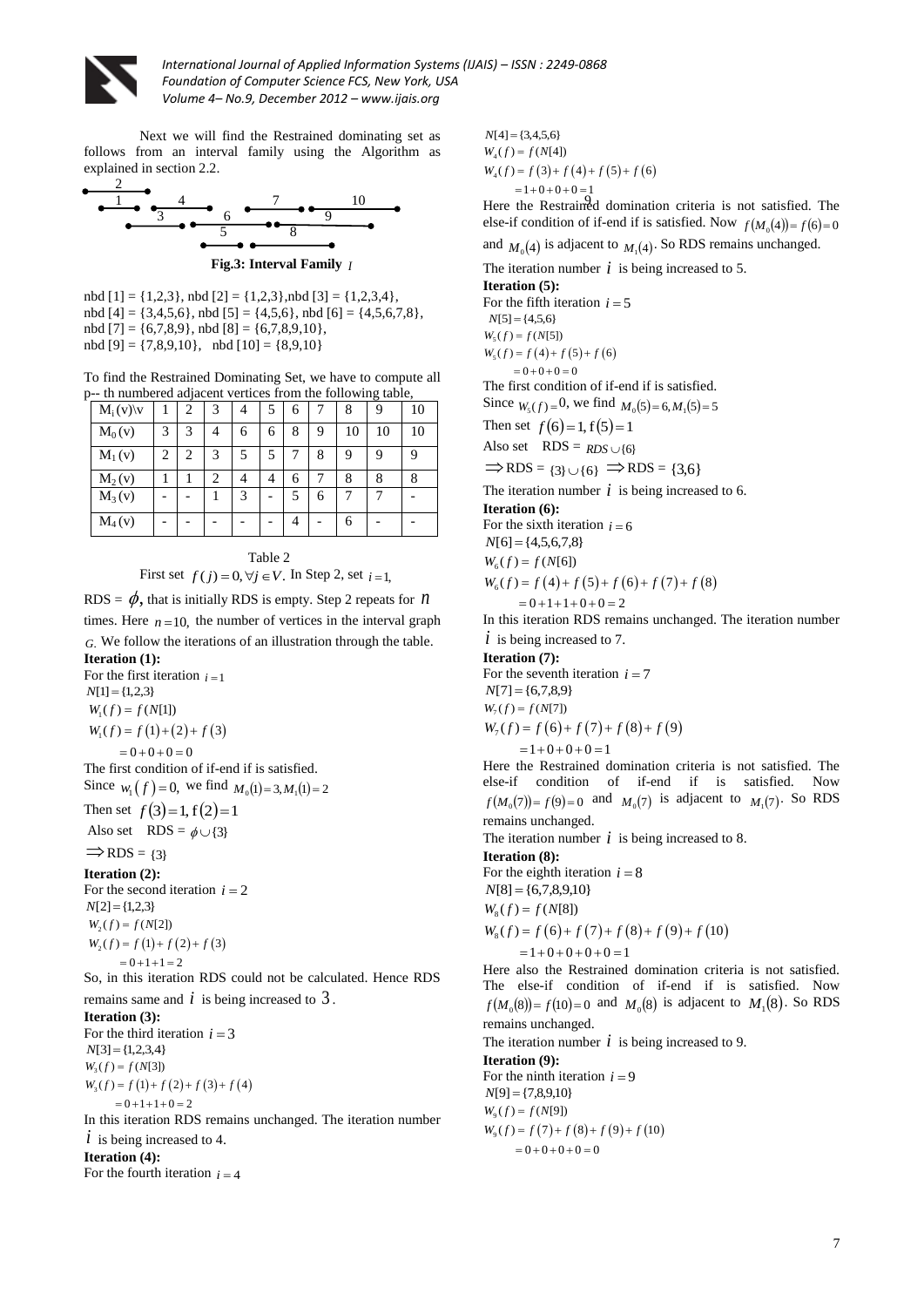Next we will find the Restrained dominating set as follows from an interval family using the Algorithm as explained in section 2.2.

**Fig.3: Interval Family** $I$

nbd [1] = {1,2,3}, nbd [2] = {1,2,3},nbd [3] = {1,2,3,4},
nbd [4] = {3,4,5,6}, nbd [5] = {4,5,6}, nbd [6] = {4,5,6,7,8},
nbd [7] = {6,7,8,9}, nbd [8] = {6,7,8,9,10},
nbd [9] = {7,8,9,10}, nbd [10] = {8,9,10}

To find the Restrained Dominating Set, we have to compute all p-- th numbered adjacent vertices from the following table,

| $M_i(v)\backslash v$ | 1 | 2 | 3 | 4 | 5 | 6 | 7 | 8 | 9 | 10 |
|---|---|---|---|---|---|---|---|---|---|---|
| $M_0(v)$ | 3 | 3 | 4 | 6 | 6 | 8 | 9 | 10 | 10 | 10 |
| $M_1(v)$ | 2 | 2 | 3 | 5 | 5 | 7 | 8 | 9 | 9 | 9 |
| $M_2(v)$ | 1 | 1 | 2 | 4 | 4 | 6 | 7 | 8 | 8 | 8 |
| $M_3(v)$ | - | - | 1 | 3 | - | 5 | 6 | 7 | 7 | - |
| $M_4(v)$ | - | - | - | - | - | 4 | - | 6 | - | - |

Table 2

First set $f(j)=0, \forall j \in V$. In Step 2, set $i=1$,

RDS = $\phi$, that is initially RDS is empty. Step 2 repeats for $n$ times. Here $n=10$, the number of vertices in the interval graph $G$. We follow the iterations of an illustration through the table.

**Iteration (1):**

For the first iteration $i=1$

$N[1]=\{1,2,3\}$

$W_1(f)=f(N[1])$

$W_1(f)=f(1)+(2)+f(3)$

$=0+0+0=0$

The first condition of if-end if is satisfied.

Since $w_1(f)=0$, we find $M_0(1)=3, M_1(1)=2$

Then set $f(3)=1, f(2)=1$

Also set RDS = $\phi \cup \{3\}$

$\Rightarrow$ RDS = $\{3\}$

**Iteration (2):**

For the second iteration $i=2$

$N[2]=\{1,2,3\}$

$W_2(f)=f(N[2])$

$W_2(f)=f(1)+f(2)+f(3)$

$=0+1+1=2$

So, in this iteration RDS could not be calculated. Hence RDS remains same and $i$ is being increased to $3$.

**Iteration (3):**

For the third iteration $i=3$

$N[3]=\{1,2,3,4\}$

$W_3(f)=f(N[3])$

$W_3(f)=f(1)+f(2)+f(3)+f(4)$

$=0+1+1+0=2$

In this iteration RDS remains unchanged. The iteration number $i$ is being increased to 4.

**Iteration (4):**

For the fourth iteration $i=4$

$N[4]=\{3,4,5,6\}$

$W_4(f)=f(N[4])$

$W_4(f)=f(3)+f(4)+f(5)+f(6)$

$=1+0+0+0=1$

Here the Restrained domination criteria is not satisfied. The else-if condition of if-end if is satisfied. Now $f(M_0(4))=f(6)=0$ and $M_0(4)$ is adjacent to $M_1(4)$. So RDS remains unchanged.

The iteration number $i$ is being increased to 5.

**Iteration (5):**

For the fifth iteration $i=5$

$N[5]=\{4,5,6\}$

$W_5(f)=f(N[5])$

$W_5(f)=f(4)+f(5)+f(6)$

$=0+0+0=0$

The first condition of if-end if is satisfied.

Since $W_5(f)=0$, we find $M_0(5)=6, M_1(5)=5$

Then set $f(6)=1, f(5)=1$

Also set RDS = $RDS \cup \{6\}$

$\Rightarrow$ RDS = $\{3\} \cup \{6\}$ $\Rightarrow$ RDS = $\{3,6\}$

The iteration number $i$ is being increased to 6.

**Iteration (6):**

For the sixth iteration $i=6$

$N[6]=\{4,5,6,7,8\}$

$W_6(f)=f(N[6])$

$W_6(f)=f(4)+f(5)+f(6)+f(7)+f(8)$

$=0+1+1+0+0=2$

In this iteration RDS remains unchanged. The iteration number $i$ is being increased to 7.

**Iteration (7):**

For the seventh iteration $i=7$

$N[7]=\{6,7,8,9\}$

$W_7(f)=f(N[7])$

$W_7(f)=f(6)+f(7)+f(8)+f(9)$

$=1+0+0+0=1$

Here the Restrained domination criteria is not satisfied. The else-if condition of if-end if is satisfied. Now $f(M_0(7))=f(9)=0$ and $M_0(7)$ is adjacent to $M_1(7)$. So RDS remains unchanged.

The iteration number $i$ is being increased to 8.

**Iteration (8):**

For the eighth iteration $i=8$

$N[8]=\{6,7,8,9,10\}$

$W_8(f)=f(N[8])$

$W_8(f)=f(6)+f(7)+f(8)+f(9)+f(10)$

$=1+0+0+0+0=1$

Here also the Restrained domination criteria is not satisfied. The else-if condition of if-end if is satisfied. Now $f(M_0(8))=f(10)=0$ and $M_0(8)$ is adjacent to $M_1(8)$. So RDS remains unchanged.

The iteration number $i$ is being increased to 9.

**Iteration (9):**

For the ninth iteration $i=9$

$N[9]=\{7,8,9,10\}$

$W_9(f)=f(N[9])$

$W_9(f)=f(7)+f(8)+f(9)+f(10)$

$=0+0+0+0=0$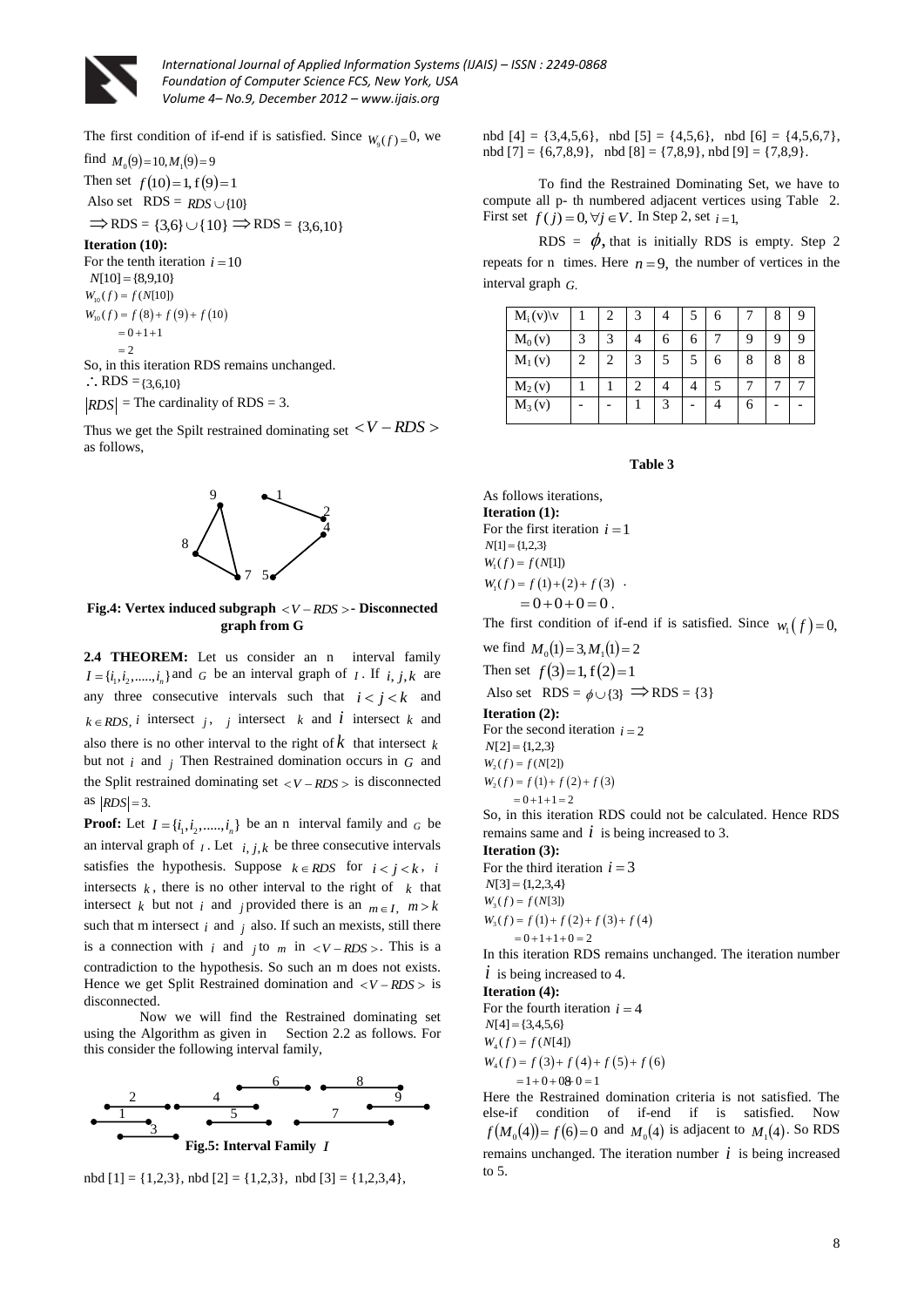The first condition of if-end if is satisfied. Since $W_9(f) = 0$, we find $M_0(9) = 10, M_1(9) = 9$

Then set $f(10) = 1, f(9) = 1$

Also set RDS = $RDS \cup \{10\}$

$\Rightarrow$ RDS = $\{3,6\} \cup \{10\} \Rightarrow$ RDS = $\{3,6,10\}$

**Iteration (10):**

For the tenth iteration $i = 10$

$N[10] = \{8,9,10\}$

$W_{10}(f) = f(N[10])$

$W_{10}(f) = f(8) + f(9) + f(10)$

$= 0 + 1 + 1$

$= 2$

So, in this iteration RDS remains unchanged.

$\therefore$ RDS = $\{3,6,10\}$

$|RDS|$ = The cardinality of RDS = 3.

Thus we get the Spilt restrained dominating set $< V - RDS >$ as follows,

**Fig.4: Vertex induced subgraph $< V - RDS >$ - Disconnected graph from G**

**2.4 THEOREM:** Let us consider an n interval family $I = \{i_1, i_2, \ldots, i_n\}$ and $G$ be an interval graph of $I$. If $i, j, k$ are any three consecutive intervals such that $i < j < k$ and $k \in RDS$, $i$ intersect $j$, $j$ intersect $k$ and $i$ intersect $k$ and also there is no other interval to the right of $k$ that intersect $k$ but not $i$ and $j$ Then Restrained domination occurs in $G$ and the Split restrained dominating set $< V - RDS >$ is disconnected as $|RDS| = 3$.

**Proof:** Let $I = \{i_1, i_2, \ldots, i_n\}$ be an n interval family and $G$ be an interval graph of $I$. Let $i, j, k$ be three consecutive intervals satisfies the hypothesis. Suppose $k \in RDS$ for $i < j < k$, $i$ intersects $k$, there is no other interval to the right of $k$ that intersect $k$ but not $i$ and $j$ provided there is an $m \in I$, $m > k$ such that m intersect $i$ and $j$ also. If such an mexists, still there is a connection with $i$ and $j$ to $m$ in $< V - RDS >$. This is a contradiction to the hypothesis. So such an m does not exists. Hence we get Split Restrained domination and $< V - RDS >$ is disconnected.

Now we will find the Restrained dominating set using the Algorithm as given in Section 2.2 as follows. For this consider the following interval family,

**Fig.5: Interval Family $I$**

nbd [1] = {1,2,3}, nbd [2] = {1,2,3}, nbd [3] = {1,2,3,4}, nbd [4] = {3,4,5,6}, nbd [5] = {4,5,6}, nbd [6] = {4,5,6,7}, nbd [7] = {6,7,8,9}, nbd [8] = {7,8,9}, nbd [9] = {7,8,9}.

To find the Restrained Dominating Set, we have to compute all p- th numbered adjacent vertices using Table 2. First set $f(j) = 0, \forall j \in V$. In Step 2, set $i = 1$,

RDS = $\phi$, that is initially RDS is empty. Step 2 repeats for n times. Here $n = 9$, the number of vertices in the interval graph $G$.

| $M_i(v)$\v | 1 | 2 | 3 | 4 | 5 | 6 | 7 | 8 | 9 |
|---|---|---|---|---|---|---|---|---|---|
| $M_0(v)$ | 3 | 3 | 4 | 6 | 6 | 7 | 9 | 9 | 9 |
| $M_1(v)$ | 2 | 2 | 3 | 5 | 5 | 6 | 8 | 8 | 8 |
| $M_2(v)$ | 1 | 1 | 2 | 4 | 4 | 5 | 7 | 7 | 7 |
| $M_3(v)$ | - | - | 1 | 3 | - | 4 | 6 | - | - |

**Table 3**

As follows iterations,

**Iteration (1):**

For the first iteration $i = 1$

$N[1] = \{1,2,3\}$

$W_1(f) = f(N[1])$

$W_1(f) = f(1) + (2) + f(3)$ .

$= 0 + 0 + 0 = 0$.

The first condition of if-end if is satisfied. Since $w_1(f) = 0$, we find $M_0(1) = 3, M_1(1) = 2$

Then set $f(3) = 1, f(2) = 1$

Also set RDS = $\phi \cup \{3\} \Rightarrow$ RDS = {3}

**Iteration (2):**

For the second iteration $i = 2$

$N[2] = \{1,2,3\}$

$W_2(f) = f(N[2])$

$W_2(f) = f(1) + f(2) + f(3)$

$= 0 + 1 + 1 = 2$

So, in this iteration RDS could not be calculated. Hence RDS remains same and $i$ is being increased to 3.

**Iteration (3):**

For the third iteration $i = 3$

$N[3] = \{1,2,3,4\}$

$W_3(f) = f(N[3])$

$W_3(f) = f(1) + f(2) + f(3) + f(4)$

$= 0 + 1 + 1 + 0 = 2$

In this iteration RDS remains unchanged. The iteration number $i$ is being increased to 4.

**Iteration (4):**

For the fourth iteration $i = 4$

$N[4] = \{3,4,5,6\}$

$W_4(f) = f(N[4])$

$W_4(f) = f(3) + f(4) + f(5) + f(6)$

$= 1 + 0 + 0 + 0 = 1$

Here the Restrained domination criteria is not satisfied. The else-if condition of if-end if is satisfied. Now $f(M_0(4)) = f(6) = 0$ and $M_0(4)$ is adjacent to $M_1(4)$. So RDS remains unchanged. The iteration number $i$ is being increased to 5.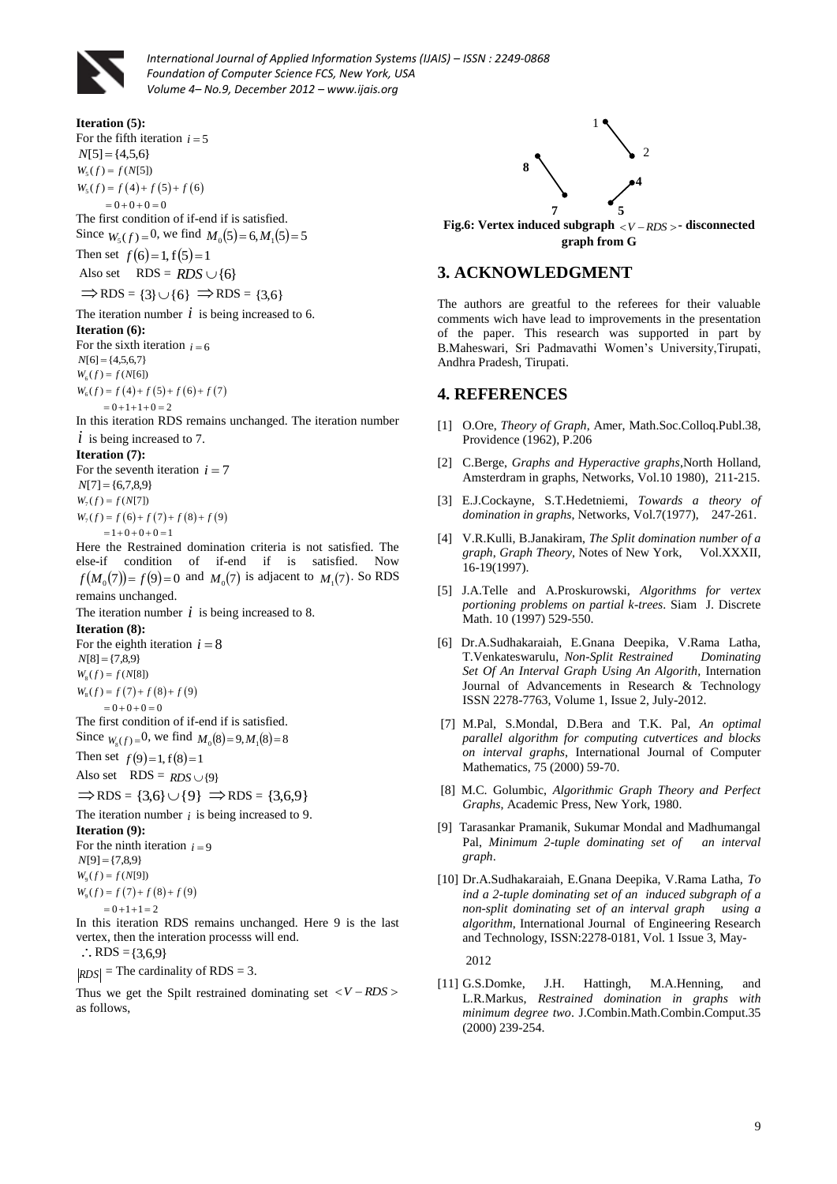**Iteration (5):**

For the fifth iteration $i = 5$

$N[5] = \{4,5,6\}$

$W_5(f) = f(N[5])$

$W_5(f) = f(4) + f(5) + f(6)$

$= 0 + 0 + 0 = 0$

The first condition of if-end if is satisfied.

Since $W_5(f) = 0$, we find $M_0(5) = 6, M_1(5) = 5$

Then set $f(6) = 1, f(5) = 1$

Also set RDS = $RDS \cup \{6\}$

$\Rightarrow$ RDS = $\{3\} \cup \{6\}$ $\Rightarrow$ RDS = $\{3,6\}$

The iteration number $i$ is being increased to 6.

**Iteration (6):**

For the sixth iteration $i = 6$

$N[6] = \{4,5,6,7\}$

$W_6(f) = f(N[6])$

$W_6(f) = f(4) + f(5) + f(6) + f(7)$

$= 0 + 1 + 1 + 0 = 2$

In this iteration RDS remains unchanged. The iteration number $i$ is being increased to 7.

**Iteration (7):**

For the seventh iteration $i = 7$

$N[7] = \{6,7,8,9\}$

$W_7(f) = f(N[7])$

$W_7(f) = f(6) + f(7) + f(8) + f(9)$

$= 1 + 0 + 0 + 0 = 1$

Here the Restrained domination criteria is not satisfied. The else-if condition of if-end if is satisfied. Now $f(M_0(7)) = f(9) = 0$ and $M_0(7)$ is adjacent to $M_1(7)$. So RDS remains unchanged.

The iteration number $i$ is being increased to 8.

**Iteration (8):**

For the eighth iteration $i = 8$

$N[8] = \{7,8,9\}$

$W_8(f) = f(N[8])$

$W_8(f) = f(7) + f(8) + f(9)$

$= 0 + 0 + 0 = 0$

The first condition of if-end if is satisfied.

Since $W_8(f) = 0$, we find $M_0(8) = 9, M_1(8) = 8$

Then set $f(9) = 1, f(8) = 1$

Also set RDS = $RDS \cup \{9\}$

$\Rightarrow$ RDS = $\{3,6\} \cup \{9\}$ $\Rightarrow$ RDS = $\{3,6,9\}$

The iteration number $i$ is being increased to 9.

**Iteration (9):**

For the ninth iteration $i = 9$

$N[9] = \{7,8,9\}$

$W_9(f) = f(N[9])$

$W_9(f) = f(7) + f(8) + f(9)$

$= 0 + 1 + 1 = 2$

In this iteration RDS remains unchanged. Here 9 is the last vertex, then the interation processs will end.

$\therefore$ RDS = $\{3,6,9\}$

$|RDS|$ = The cardinality of RDS = 3.

Thus we get the Spilt restrained dominating set $< V - RDS >$ as follows,

1

2

8

4

7

5

**Fig.6: Vertex induced subgraph $< V - RDS >$ - disconnected graph from G**

## 3. ACKNOWLEDGMENT

The authors are greatful to the referees for their valuable comments wich have lead to improvements in the presentation of the paper. This research was supported in part by B.Maheswari, Sri Padmavathi Women's University,Tirupati, Andhra Pradesh, Tirupati.

## 4. REFERENCES

[1] O.Ore, *Theory of Graph*, Amer, Math.Soc.Colloq.Publ.38, Providence (1962), P.206

[2] C.Berge, *Graphs and Hyperactive graphs*,North Holland, Amsterdram in graphs, Networks, Vol.10 1980), 211-215.

[3] E.J.Cockayne, S.T.Hedetniemi, *Towards a theory of domination in graphs*, Networks, Vol.7(1977), 247-261.

[4] V.R.Kulli, B.Janakiram, *The Split domination number of a graph, Graph Theory*, Notes of New York, Vol.XXXII, 16-19(1997).

[5] J.A.Telle and A.Proskurowski, *Algorithms for vertex portioning problems on partial k-trees*. Siam J. Discrete Math. 10 (1997) 529-550.

[6] Dr.A.Sudhakaraiah, E.Gnana Deepika, V.Rama Latha, T.Venkateswarulu, *Non-Split Restrained Dominating Set Of An Interval Graph Using An Algorith*, Internation Journal of Advancements in Research & Technology ISSN 2278-7763, Volume 1, Issue 2, July-2012.

[7] M.Pal, S.Mondal, D.Bera and T.K. Pal, *An optimal parallel algorithm for computing cutvertices and blocks on interval graphs*, International Journal of Computer Mathematics, 75 (2000) 59-70.

[8] M.C. Golumbic, *Algorithmic Graph Theory and Perfect Graphs*, Academic Press, New York, 1980.

[9] Tarasankar Pramanik, Sukumar Mondal and Madhumangal Pal, *Minimum 2-tuple dominating set of an interval graph*.

[10] Dr.A.Sudhakaraiah, E.Gnana Deepika, V.Rama Latha, *To ind a 2-tuple dominating set of an induced subgraph of a non-split dominating set of an interval graph using a algorithm*, International Journal of Engineering Research and Technology, ISSN:2278-0181, Vol. 1 Issue 3, May-2012

[11] G.S.Domke, J.H. Hattingh, M.A.Henning, and L.R.Markus, *Restrained domination in graphs with minimum degree two*. J.Combin.Math.Combin.Comput.35 (2000) 239-254.